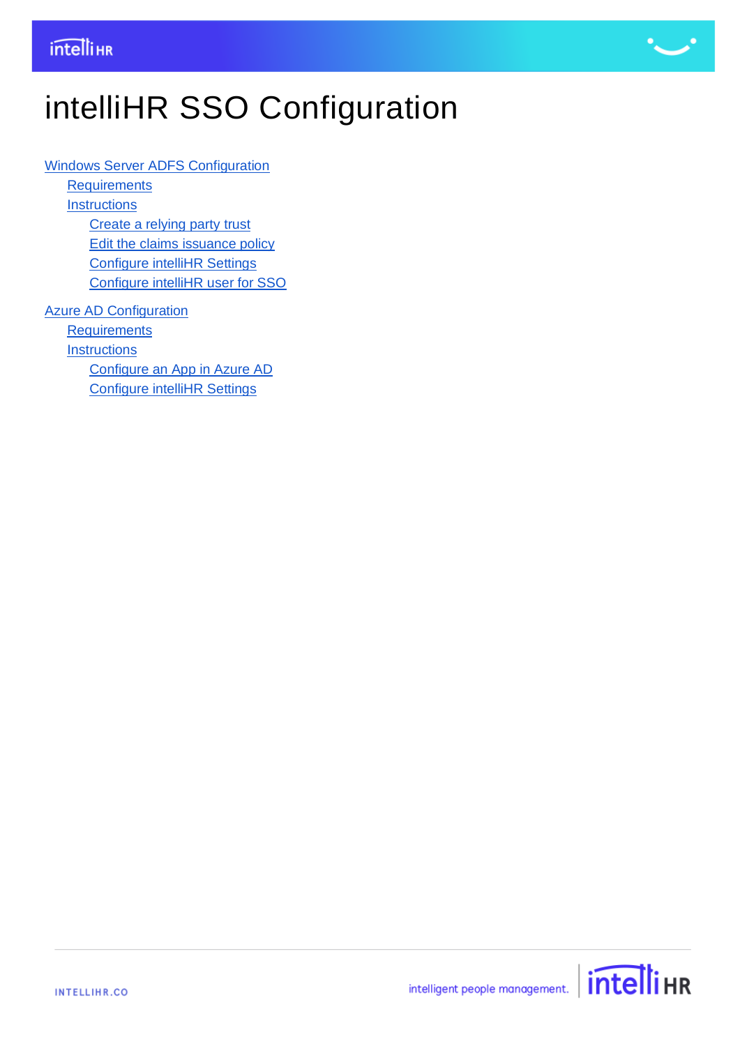# intelliHR SSO Configuration

- Windows Server ADFS Configuration
  - Requirements
  - Instructions
    - Create a relying party trust
    - Edit the claims issuance policy
    - Configure intelliHR Settings
    - Configure intelliHR user for SSO
- Azure AD Configuration
  - Requirements
  - Instructions
    - Configure an App in Azure AD
    - Configure intelliHR Settings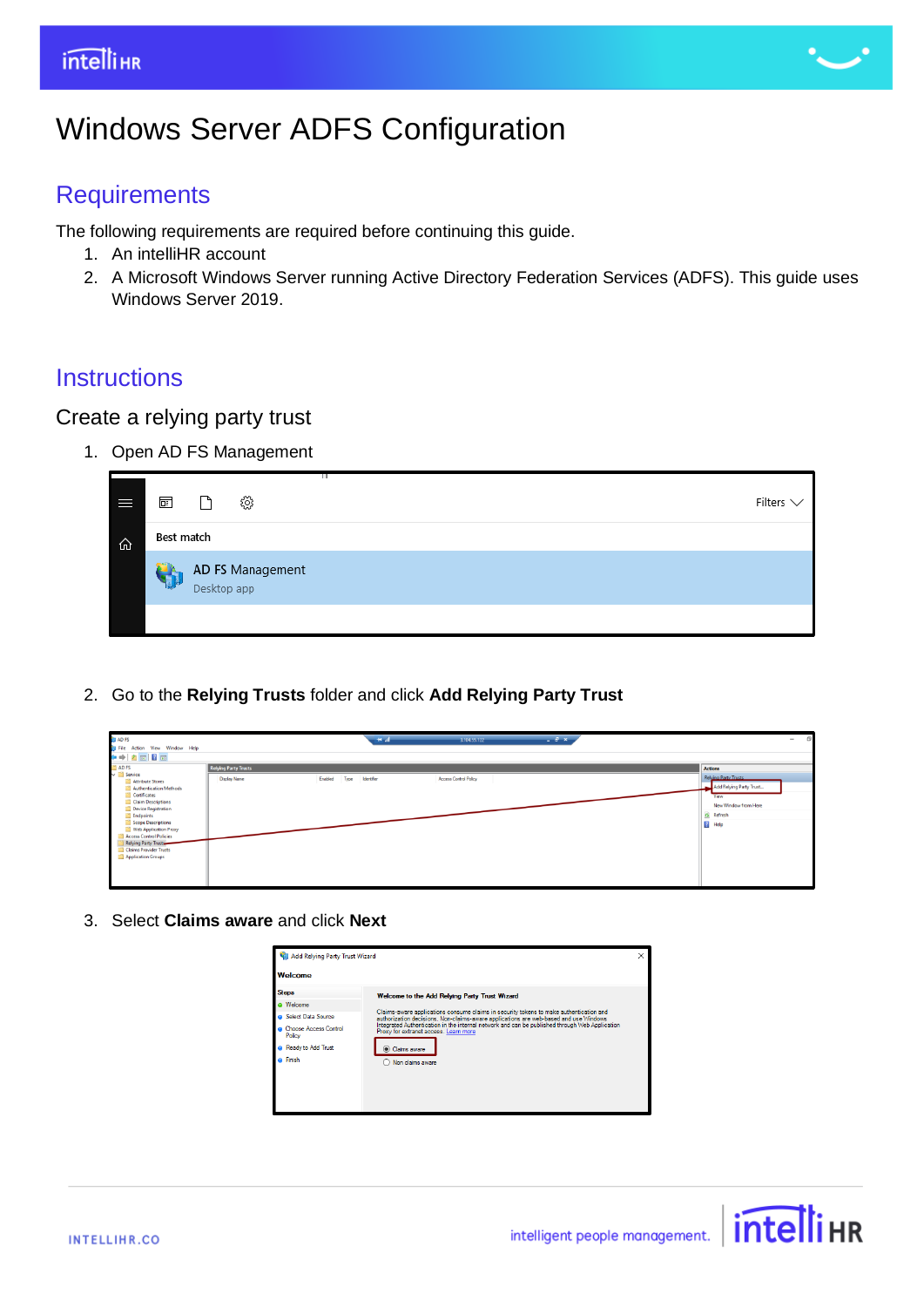# Windows Server ADFS Configuration

## Requirements

The following requirements are required before continuing this guide.

1. An intelliHR account
2. A Microsoft Windows Server running Active Directory Federation Services (ADFS). This guide uses Windows Server 2019.

## Instructions

### Create a relying party trust

1. Open AD FS Management
2. Go to the **Relying Trusts** folder and click **Add Relying Party Trust**
3. Select **Claims aware** and click **Next**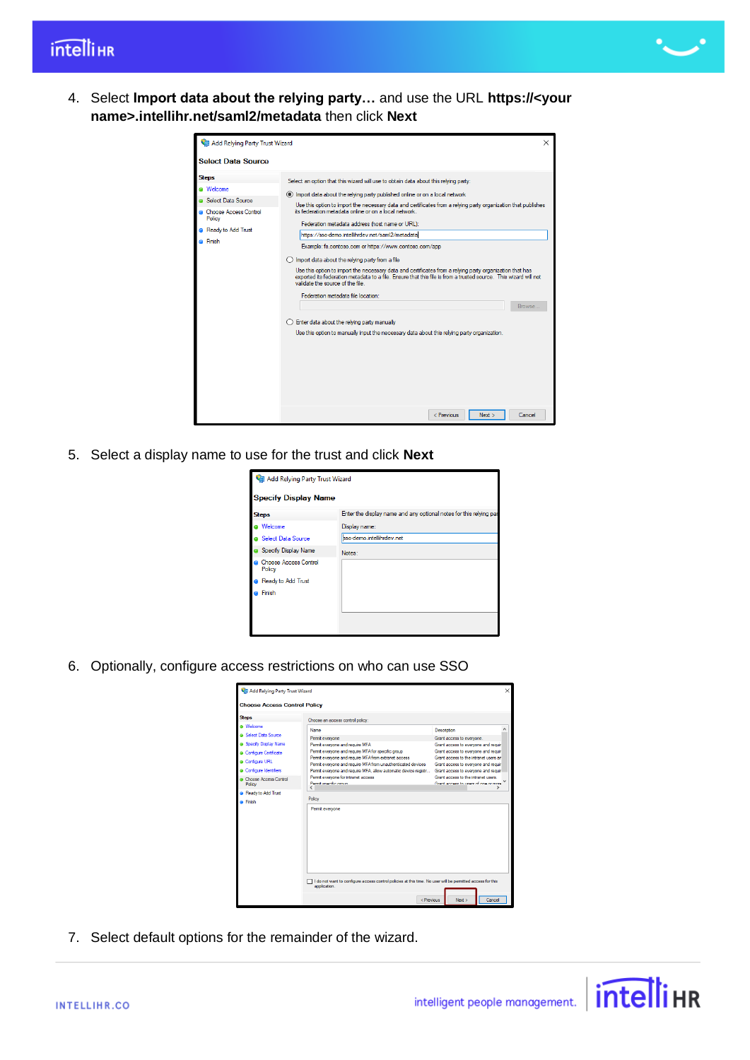4. Select **Import data about the relying party…** and use the URL **https://<your name>.intellihr.net/saml2/metadata** then click **Next**

5. Select a display name to use for the trust and click **Next**

6. Optionally, configure access restrictions on who can use SSO

7. Select default options for the remainder of the wizard.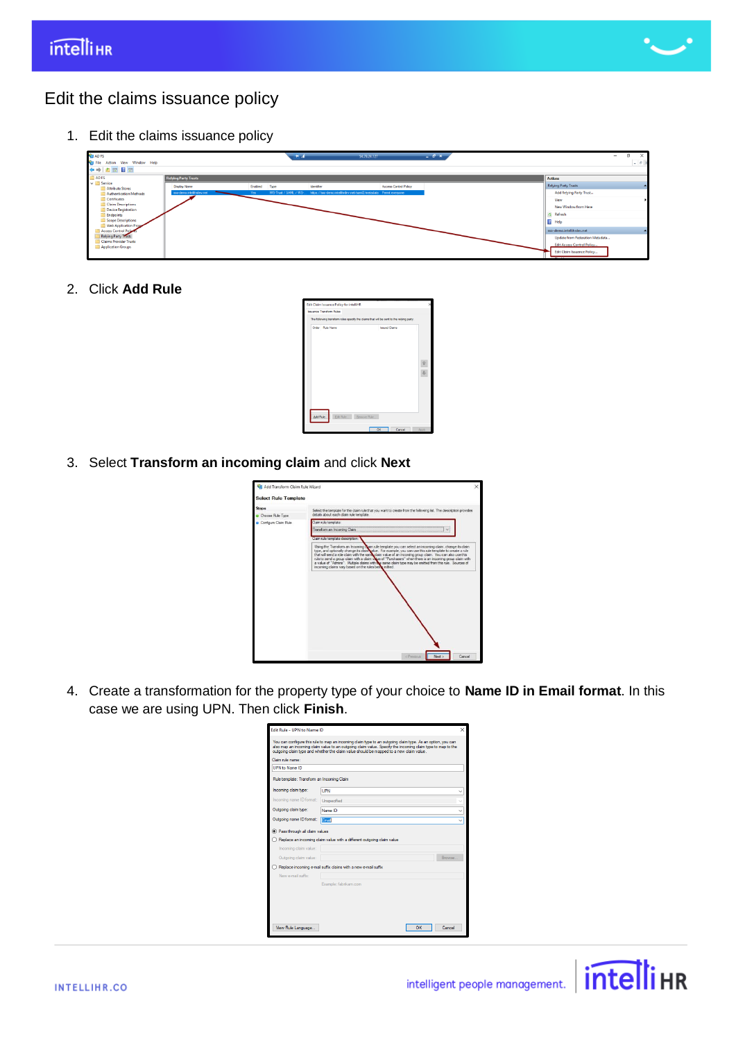# Edit the claims issuance policy

1. Edit the claims issuance policy

2. Click **Add Rule**

3. Select **Transform an incoming claim** and click **Next**

4. Create a transformation for the property type of your choice to **Name ID in Email format**. In this case we are using UPN. Then click **Finish**.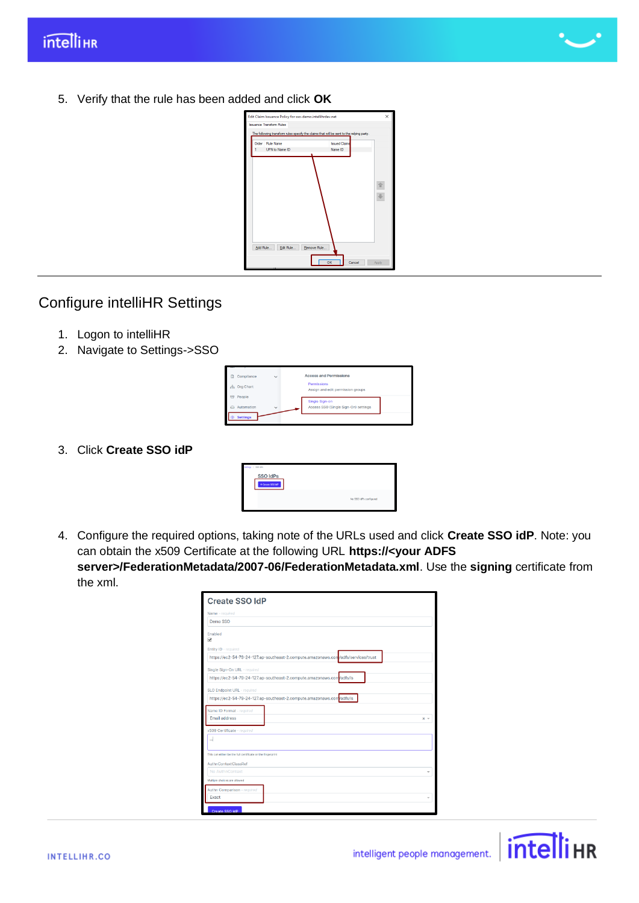5. Verify that the rule has been added and click **OK**

## Configure intelliHR Settings

1. Logon to intelliHR
2. Navigate to Settings->SSO

3. Click **Create SSO idP**

4. Configure the required options, taking note of the URLs used and click **Create SSO idP**. Note: you can obtain the x509 Certificate at the following URL **https://<your ADFS server>/FederationMetadata/2007-06/FederationMetadata.xml**. Use the **signing** certificate from the xml.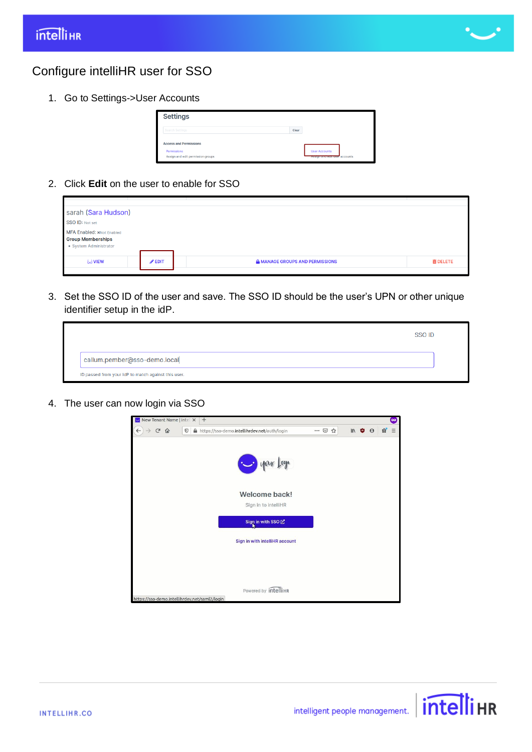# Configure intelliHR user for SSO

1. Go to Settings->User Accounts

2. Click **Edit** on the user to enable for SSO

3. Set the SSO ID of the user and save. The SSO ID should be the user's UPN or other unique identifier setup in the idP.

4. The user can now login via SSO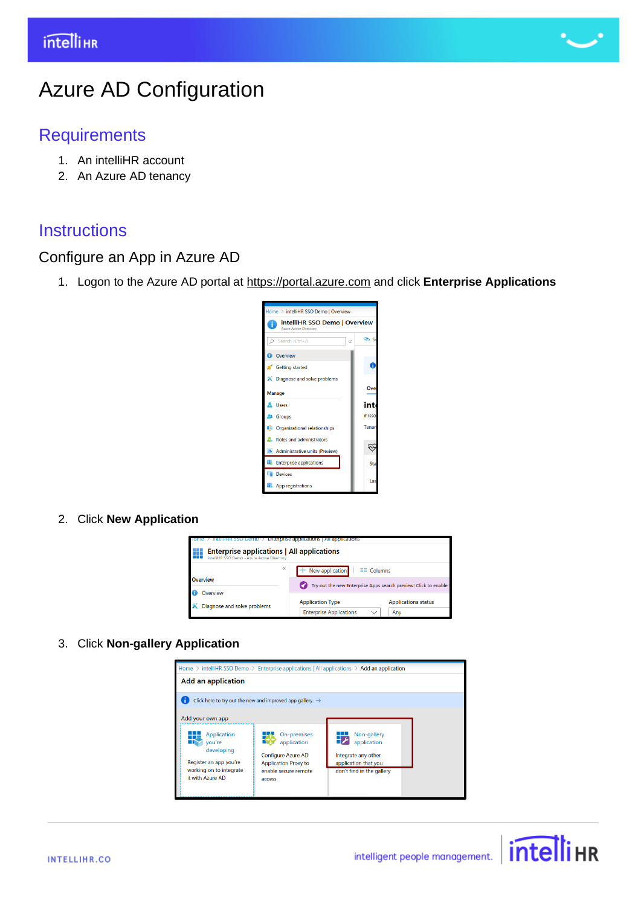# Azure AD Configuration

## Requirements

1. An intelliHR account
2. An Azure AD tenancy

## Instructions

### Configure an App in Azure AD

1. Logon to the Azure AD portal at https://portal.azure.com and click **Enterprise Applications**

2. Click **New Application**

3. Click **Non-gallery Application**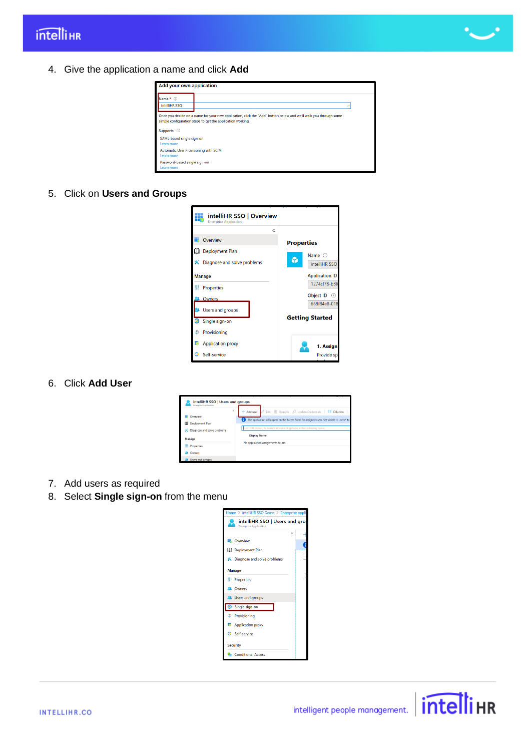4. Give the application a name and click **Add**

5. Click on **Users and Groups**

6. Click **Add User**

7. Add users as required
8. Select **Single sign-on** from the menu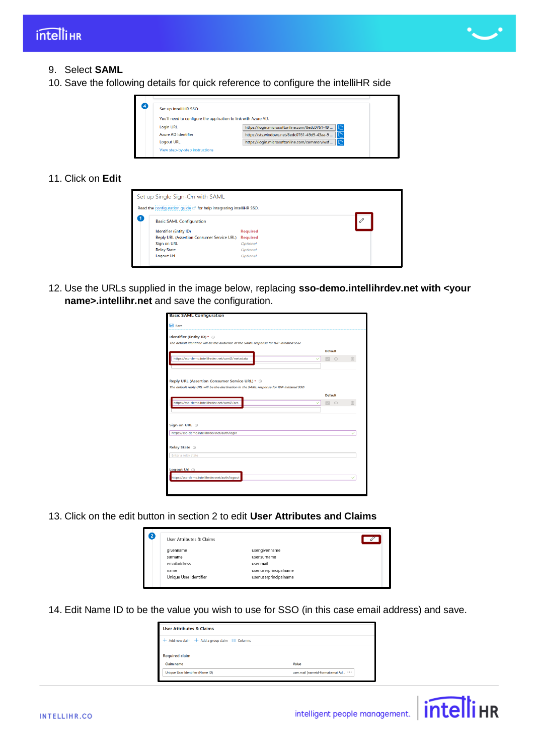9. Select **SAML**
10. Save the following details for quick reference to configure the intelliHR side

11. Click on **Edit**

12. Use the URLs supplied in the image below, replacing **sso-demo.intellihrdev.net with <your name>.intellihr.net** and save the configuration.

13. Click on the edit button in section 2 to edit **User Attributes and Claims**

14. Edit Name ID to be the value you wish to use for SSO (in this case email address) and save.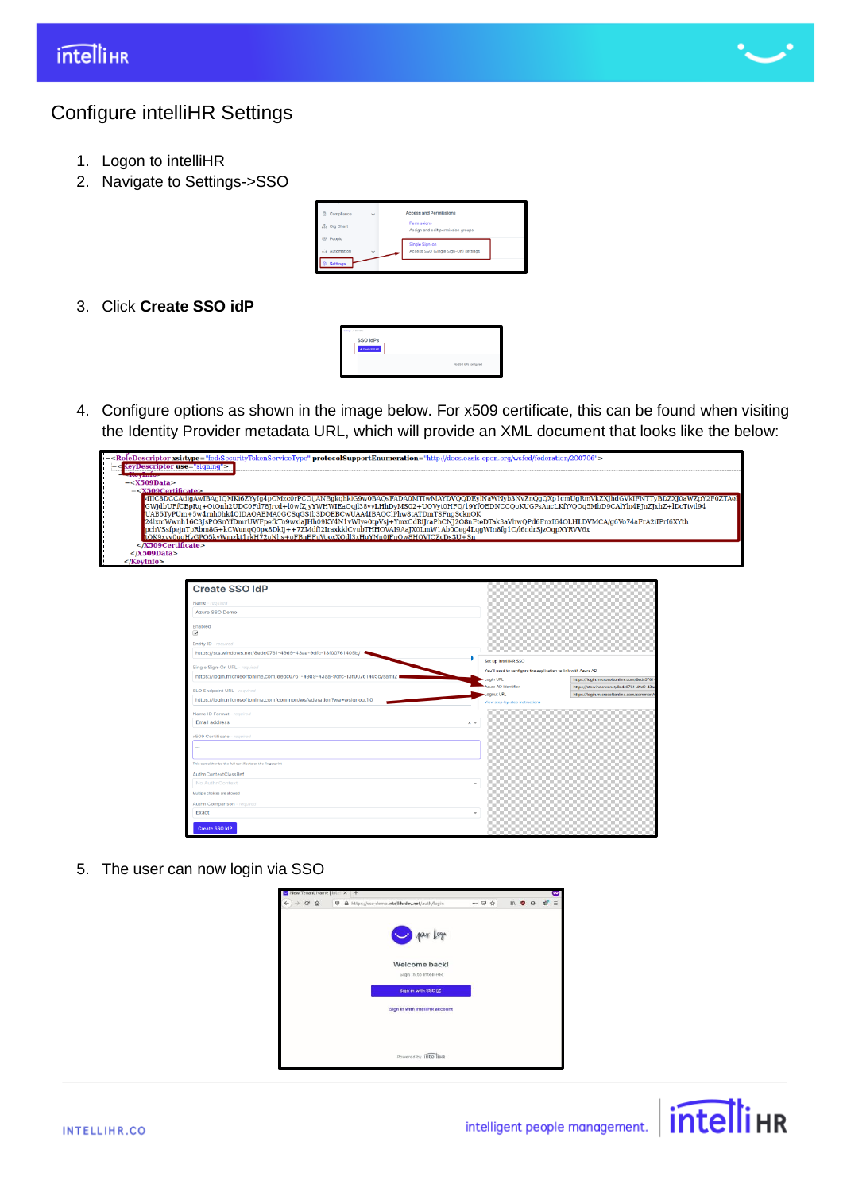# Configure intelliHR Settings

1. Logon to intelliHR
2. Navigate to Settings->SSO
3. Click **Create SSO idP**
4. Configure options as shown in the image below. For x509 certificate, this can be found when visiting the Identity Provider metadata URL, which will provide an XML document that looks like the below:
5. The user can now login via SSO